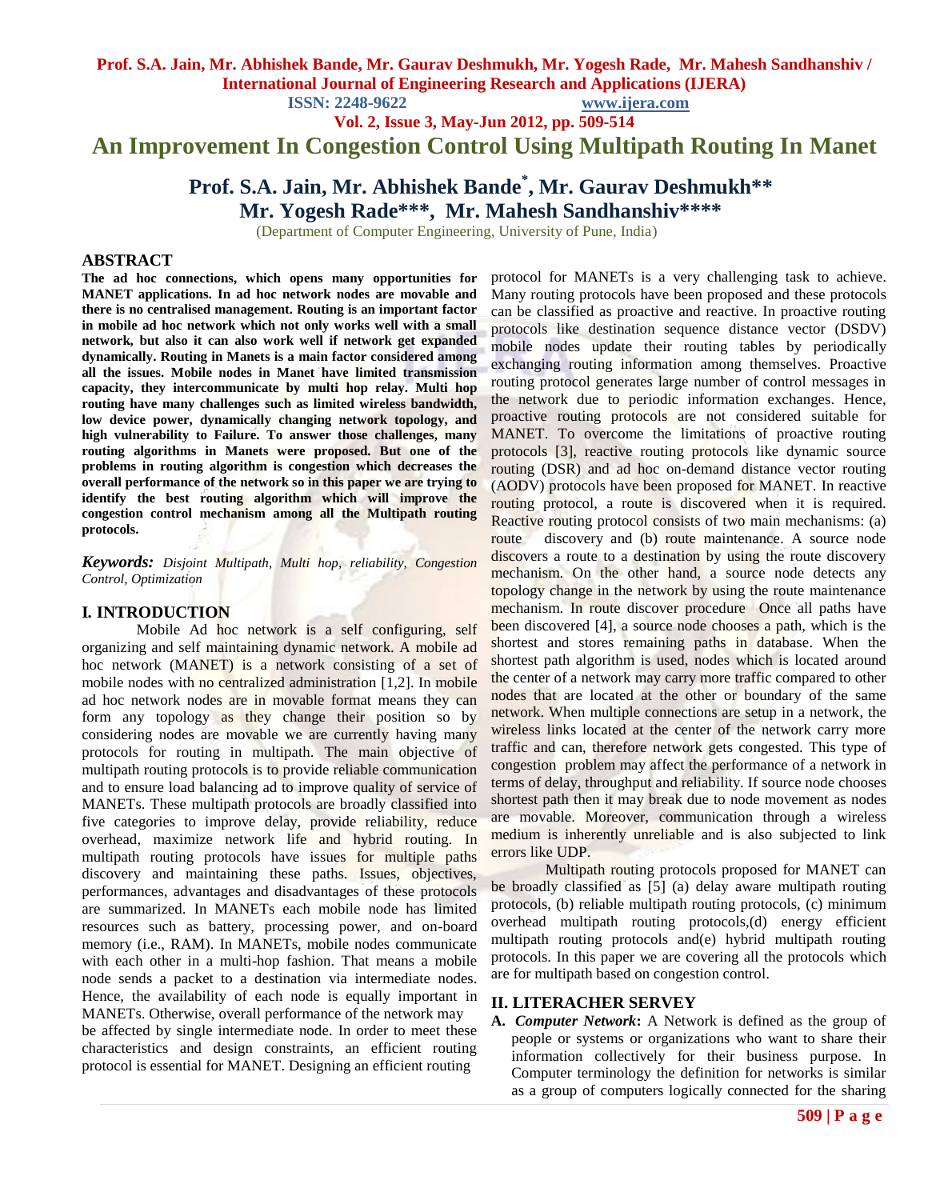# An Improvement In Congestion Control Using Multipath Routing In Manet

**Prof. S.A. Jain, Mr. Abhishek Bande*, Mr. Gaurav Deshmukh\*\***
**Mr. Yogesh Rade\*\*\*, Mr. Mahesh Sandhanshiv\*\*\*\***

(Department of Computer Engineering, University of Pune, India)

## ABSTRACT

**The ad hoc connections, which opens many opportunities for MANET applications. In ad hoc network nodes are movable and there is no centralised management. Routing is an important factor in mobile ad hoc network which not only works well with a small network, but also it can also work well if network get expanded dynamically. Routing in Manets is a main factor considered among all the issues. Mobile nodes in Manet have limited transmission capacity, they intercommunicate by multi hop relay. Multi hop routing have many challenges such as limited wireless bandwidth, low device power, dynamically changing network topology, and high vulnerability to Failure. To answer those challenges, many routing algorithms in Manets were proposed. But one of the problems in routing algorithm is congestion which decreases the overall performance of the network so in this paper we are trying to identify the best routing algorithm which will improve the congestion control mechanism among all the Multipath routing protocols.**

***Keywords:*** *Disjoint Multipath, Multi hop, reliability, Congestion Control, Optimization*

## I. INTRODUCTION

Mobile Ad hoc network is a self configuring, self organizing and self maintaining dynamic network. A mobile ad hoc network (MANET) is a network consisting of a set of mobile nodes with no centralized administration [1,2]. In mobile ad hoc network nodes are in movable format means they can form any topology as they change their position so by considering nodes are movable we are currently having many protocols for routing in multipath. The main objective of multipath routing protocols is to provide reliable communication and to ensure load balancing ad to improve quality of service of MANETs. These multipath protocols are broadly classified into five categories to improve delay, provide reliability, reduce overhead, maximize network life and hybrid routing. In multipath routing protocols have issues for multiple paths discovery and maintaining these paths. Issues, objectives, performances, advantages and disadvantages of these protocols are summarized. In MANETs each mobile node has limited resources such as battery, processing power, and on-board memory (i.e., RAM). In MANETs, mobile nodes communicate with each other in a multi-hop fashion. That means a mobile node sends a packet to a destination via intermediate nodes. Hence, the availability of each node is equally important in MANETs. Otherwise, overall performance of the network may be affected by single intermediate node. In order to meet these characteristics and design constraints, an efficient routing protocol is essential for MANET. Designing an efficient routing protocol for MANETs is a very challenging task to achieve. Many routing protocols have been proposed and these protocols can be classified as proactive and reactive. In proactive routing protocols like destination sequence distance vector (DSDV) mobile nodes update their routing tables by periodically exchanging routing information among themselves. Proactive routing protocol generates large number of control messages in the network due to periodic information exchanges. Hence, proactive routing protocols are not considered suitable for MANET. To overcome the limitations of proactive routing protocols [3], reactive routing protocols like dynamic source routing (DSR) and ad hoc on-demand distance vector routing (AODV) protocols have been proposed for MANET. In reactive routing protocol, a route is discovered when it is required. Reactive routing protocol consists of two main mechanisms: (a) route discovery and (b) route maintenance. A source node discovers a route to a destination by using the route discovery mechanism. On the other hand, a source node detects any topology change in the network by using the route maintenance mechanism. In route discover procedure Once all paths have been discovered [4], a source node chooses a path, which is the shortest and stores remaining paths in database. When the shortest path algorithm is used, nodes which is located around the center of a network may carry more traffic compared to other nodes that are located at the other or boundary of the same network. When multiple connections are setup in a network, the wireless links located at the center of the network carry more traffic and can, therefore network gets congested. This type of congestion problem may affect the performance of a network in terms of delay, throughput and reliability. If source node chooses shortest path then it may break due to node movement as nodes are movable. Moreover, communication through a wireless medium is inherently unreliable and is also subjected to link errors like UDP.

Multipath routing protocols proposed for MANET can be broadly classified as [5] (a) delay aware multipath routing protocols, (b) reliable multipath routing protocols, (c) minimum overhead multipath routing protocols,(d) energy efficient multipath routing protocols and(e) hybrid multipath routing protocols. In this paper we are covering all the protocols which are for multipath based on congestion control.

## II. LITERACHER SERVEY

**A.** ***Computer Network*:** A Network is defined as the group of people or systems or organizations who want to share their information collectively for their business purpose. In Computer terminology the definition for networks is similar as a group of computers logically connected for the sharing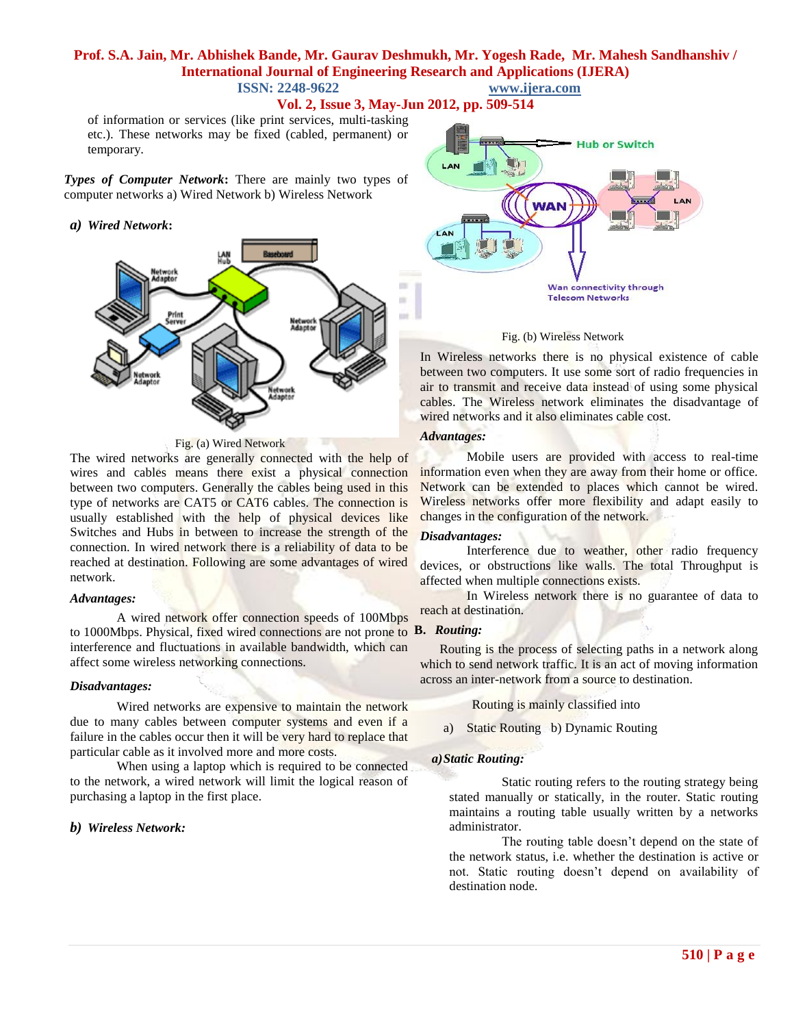of information or services (like print services, multi-tasking etc.). These networks may be fixed (cabled, permanent) or temporary.

***Types of Computer Network*:** There are mainly two types of computer networks a) Wired Network b) Wireless Network

### *a) Wired Network***:**

LAN Hub
Baseboard
Network Adaptor
Print Server
Network Adaptor
Network Adaptor
Network Adaptor

Fig. (a) Wired Network

The wired networks are generally connected with the help of wires and cables means there exist a physical connection between two computers. Generally the cables being used in this type of networks are CAT5 or CAT6 cables. The connection is usually established with the help of physical devices like Switches and Hubs in between to increase the strength of the connection. In wired network there is a reliability of data to be reached at destination. Following are some advantages of wired network.

***Advantages:***

A wired network offer connection speeds of 100Mbps to 1000Mbps. Physical, fixed wired connections are not prone to interference and fluctuations in available bandwidth, which can affect some wireless networking connections.

***Disadvantages:***

Wired networks are expensive to maintain the network due to many cables between computer systems and even if a failure in the cables occur then it will be very hard to replace that particular cable as it involved more and more costs.

When using a laptop which is required to be connected to the network, a wired network will limit the logical reason of purchasing a laptop in the first place.

### *b) Wireless Network:*

Hub or Switch
LAN
WAN
LAN
LAN
Wan connectivity through Telecom Networks

Fig. (b) Wireless Network

In Wireless networks there is no physical existence of cable between two computers. It use some sort of radio frequencies in air to transmit and receive data instead of using some physical cables. The Wireless network eliminates the disadvantage of wired networks and it also eliminates cable cost.

***Advantages:***

Mobile users are provided with access to real-time information even when they are away from their home or office. Network can be extended to places which cannot be wired. Wireless networks offer more flexibility and adapt easily to changes in the configuration of the network.

***Disadvantages:***

Interference due to weather, other radio frequency devices, or obstructions like walls. The total Throughput is affected when multiple connections exists.

In Wireless network there is no guarantee of data to reach at destination.

## **B.** *Routing:*

Routing is the process of selecting paths in a network along which to send network traffic. It is an act of moving information across an inter-network from a source to destination.

Routing is mainly classified into

a) Static Routing b) Dynamic Routing

### *a) Static Routing:*

Static routing refers to the routing strategy being stated manually or statically, in the router. Static routing maintains a routing table usually written by a networks administrator.

The routing table doesn't depend on the state of the network status, i.e. whether the destination is active or not. Static routing doesn't depend on availability of destination node.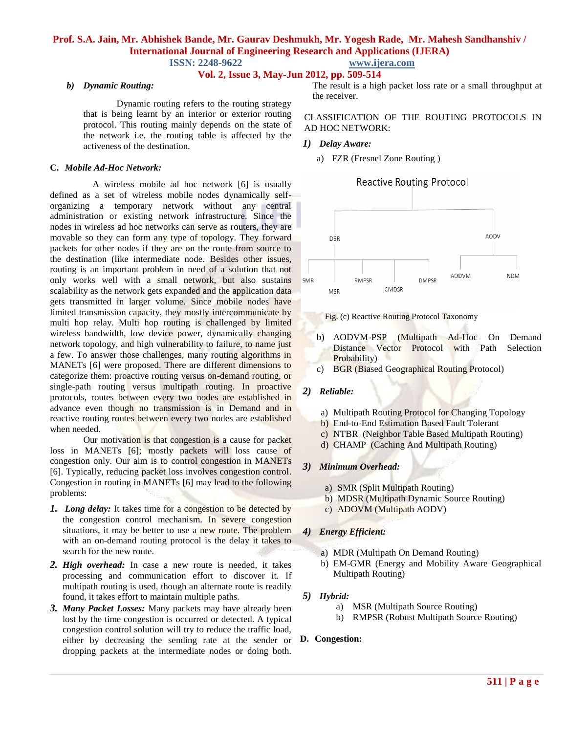### b) *Dynamic Routing:*

Dynamic routing refers to the routing strategy that is being learnt by an interior or exterior routing protocol. This routing mainly depends on the state of the network i.e. the routing table is affected by the activeness of the destination.

### C. *Mobile Ad-Hoc Network:*

A wireless mobile ad hoc network [6] is usually defined as a set of wireless mobile nodes dynamically self-organizing a temporary network without any central administration or existing network infrastructure. Since the nodes in wireless ad hoc networks can serve as routers, they are movable so they can form any type of topology. They forward packets for other nodes if they are on the route from source to the destination (like intermediate node. Besides other issues, routing is an important problem in need of a solution that not only works well with a small network, but also sustains scalability as the network gets expanded and the application data gets transmitted in larger volume. Since mobile nodes have limited transmission capacity, they mostly intercommunicate by multi hop relay. Multi hop routing is challenged by limited wireless bandwidth, low device power, dynamically changing network topology, and high vulnerability to failure, to name just a few. To answer those challenges, many routing algorithms in MANETs [6] were proposed. There are different dimensions to categorize them: proactive routing versus on-demand routing, or single-path routing versus multipath routing. In proactive protocols, routes between every two nodes are established in advance even though no transmission is in Demand and in reactive routing routes between every two nodes are established when needed.

Our motivation is that congestion is a cause for packet loss in MANETs [6]; mostly packets will loss cause of congestion only. Our aim is to control congestion in MANETs [6]. Typically, reducing packet loss involves congestion control. Congestion in routing in MANETs [6] may lead to the following problems:

1. ***Long delay:*** It takes time for a congestion to be detected by the congestion control mechanism. In severe congestion situations, it may be better to use a new route. The problem with an on-demand routing protocol is the delay it takes to search for the new route.
2. ***High overhead:*** In case a new route is needed, it takes processing and communication effort to discover it. If multipath routing is used, though an alternate route is readily found, it takes effort to maintain multiple paths.
3. ***Many Packet Losses:*** Many packets may have already been lost by the time congestion is occurred or detected. A typical congestion control solution will try to reduce the traffic load, either by decreasing the sending rate at the sender or dropping packets at the intermediate nodes or doing both. The result is a high packet loss rate or a small throughput at the receiver.

CLASSIFICATION OF THE ROUTING PROTOCOLS IN AD HOC NETWORK:

#### 1) *Delay Aware:*

a) FZR (Fresnel Zone Routing )

Reactive Routing Protocol

DSR

AODV

SMR

MSR

RMPSR

CMDSR

DMPSR

AODVM

NDM

Fig. (c) Reactive Routing Protocol Taxonomy

b) AODVM-PSP (Multipath Ad-Hoc On Demand Distance Vector Protocol with Path Selection Probability)

c) BGR (Biased Geographical Routing Protocol)

#### 2) *Reliable:*

a) Multipath Routing Protocol for Changing Topology
b) End-to-End Estimation Based Fault Tolerant
c) NTBR (Neighbor Table Based Multipath Routing)
d) CHAMP (Caching And Multipath Routing)

#### 3) *Minimum Overhead:*

a) SMR (Split Multipath Routing)
b) MDSR (Multipath Dynamic Source Routing)
c) ADOVM (Multipath AODV)

#### 4) *Energy Efficient:*

a) MDR (Multipath On Demand Routing)
b) EM-GMR (Energy and Mobility Aware Geographical Multipath Routing)

#### 5) *Hybrid:*

a) MSR (Multipath Source Routing)
b) RMPSR (Robust Multipath Source Routing)

### D. Congestion: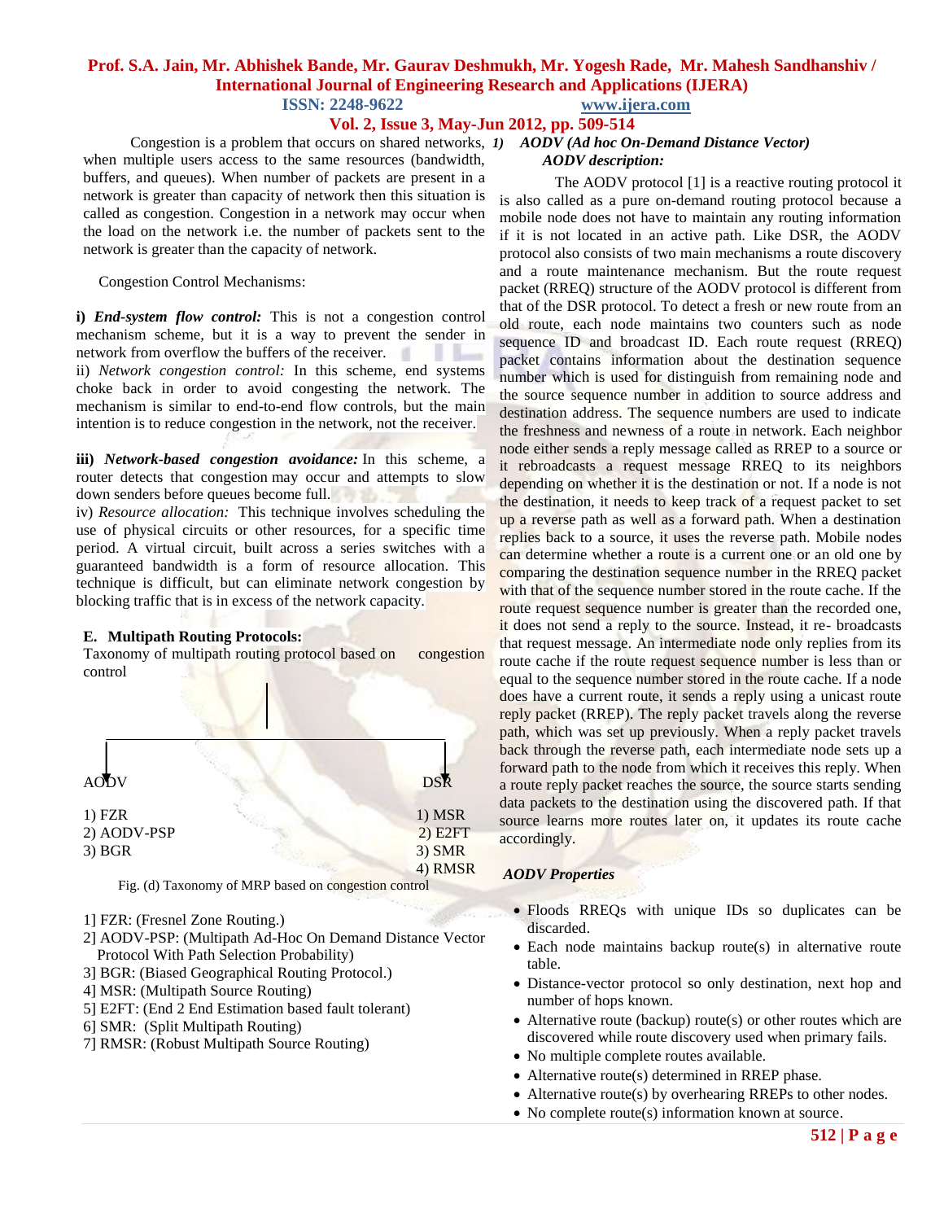Congestion is a problem that occurs on shared networks, when multiple users access to the same resources (bandwidth, buffers, and queues). When number of packets are present in a network is greater than capacity of network then this situation is called as congestion. Congestion in a network may occur when the load on the network i.e. the number of packets sent to the network is greater than the capacity of network.

Congestion Control Mechanisms:

**i)** ***End-system flow control:*** This is not a congestion control mechanism scheme, but it is a way to prevent the sender in network from overflow the buffers of the receiver.

ii) *Network congestion control:* In this scheme, end systems choke back in order to avoid congesting the network. The mechanism is similar to end-to-end flow controls, but the main intention is to reduce congestion in the network, not the receiver.

**iii)** ***Network-based congestion avoidance:*** In this scheme, a router detects that congestion may occur and attempts to slow down senders before queues become full.

iv) *Resource allocation:* This technique involves scheduling the use of physical circuits or other resources, for a specific time period. A virtual circuit, built across a series switches with a guaranteed bandwidth is a form of resource allocation. This technique is difficult, but can eliminate network congestion by blocking traffic that is in excess of the network capacity.

### E. Multipath Routing Protocols:

Taxonomy of multipath routing protocol based on congestion control

AODV
1) FZR
2) AODV-PSP
3) BGR

DSR
1) MSR
2) E2FT
3) SMR
4) RMSR

Fig. (d) Taxonomy of MRP based on congestion control

1] FZR: (Fresnel Zone Routing.)
2] AODV-PSP: (Multipath Ad-Hoc On Demand Distance Vector Protocol With Path Selection Probability)
3] BGR: (Biased Geographical Routing Protocol.)
4] MSR: (Multipath Source Routing)
5] E2FT: (End 2 End Estimation based fault tolerant)
6] SMR: (Split Multipath Routing)
7] RMSR: (Robust Multipath Source Routing)

***1) AODV (Ad hoc On-Demand Distance Vector)***

***AODV description:***

The AODV protocol [1] is a reactive routing protocol it is also called as a pure on-demand routing protocol because a mobile node does not have to maintain any routing information if it is not located in an active path. Like DSR, the AODV protocol also consists of two main mechanisms a route discovery and a route maintenance mechanism. But the route request packet (RREQ) structure of the AODV protocol is different from that of the DSR protocol. To detect a fresh or new route from an old route, each node maintains two counters such as node sequence ID and broadcast ID. Each route request (RREQ) packet contains information about the destination sequence number which is used for distinguish from remaining node and the source sequence number in addition to source address and destination address. The sequence numbers are used to indicate the freshness and newness of a route in network. Each neighbor node either sends a reply message called as RREP to a source or it rebroadcasts a request message RREQ to its neighbors depending on whether it is the destination or not. If a node is not the destination, it needs to keep track of a request packet to set up a reverse path as well as a forward path. When a destination replies back to a source, it uses the reverse path. Mobile nodes can determine whether a route is a current one or an old one by comparing the destination sequence number in the RREQ packet with that of the sequence number stored in the route cache. If the route request sequence number is greater than the recorded one, it does not send a reply to the source. Instead, it re- broadcasts that request message. An intermediate node only replies from its route cache if the route request sequence number is less than or equal to the sequence number stored in the route cache. If a node does have a current route, it sends a reply using a unicast route reply packet (RREP). The reply packet travels along the reverse path, which was set up previously. When a reply packet travels back through the reverse path, each intermediate node sets up a forward path to the node from which it receives this reply. When a route reply packet reaches the source, the source starts sending data packets to the destination using the discovered path. If that source learns more routes later on, it updates its route cache accordingly.

***AODV Properties***

- Floods RREQs with unique IDs so duplicates can be discarded.
- Each node maintains backup route(s) in alternative route table.
- Distance-vector protocol so only destination, next hop and number of hops known.
- Alternative route (backup) route(s) or other routes which are discovered while route discovery used when primary fails.
- No multiple complete routes available.
- Alternative route(s) determined in RREP phase.
- Alternative route(s) by overhearing RREPs to other nodes.
- No complete route(s) information known at source.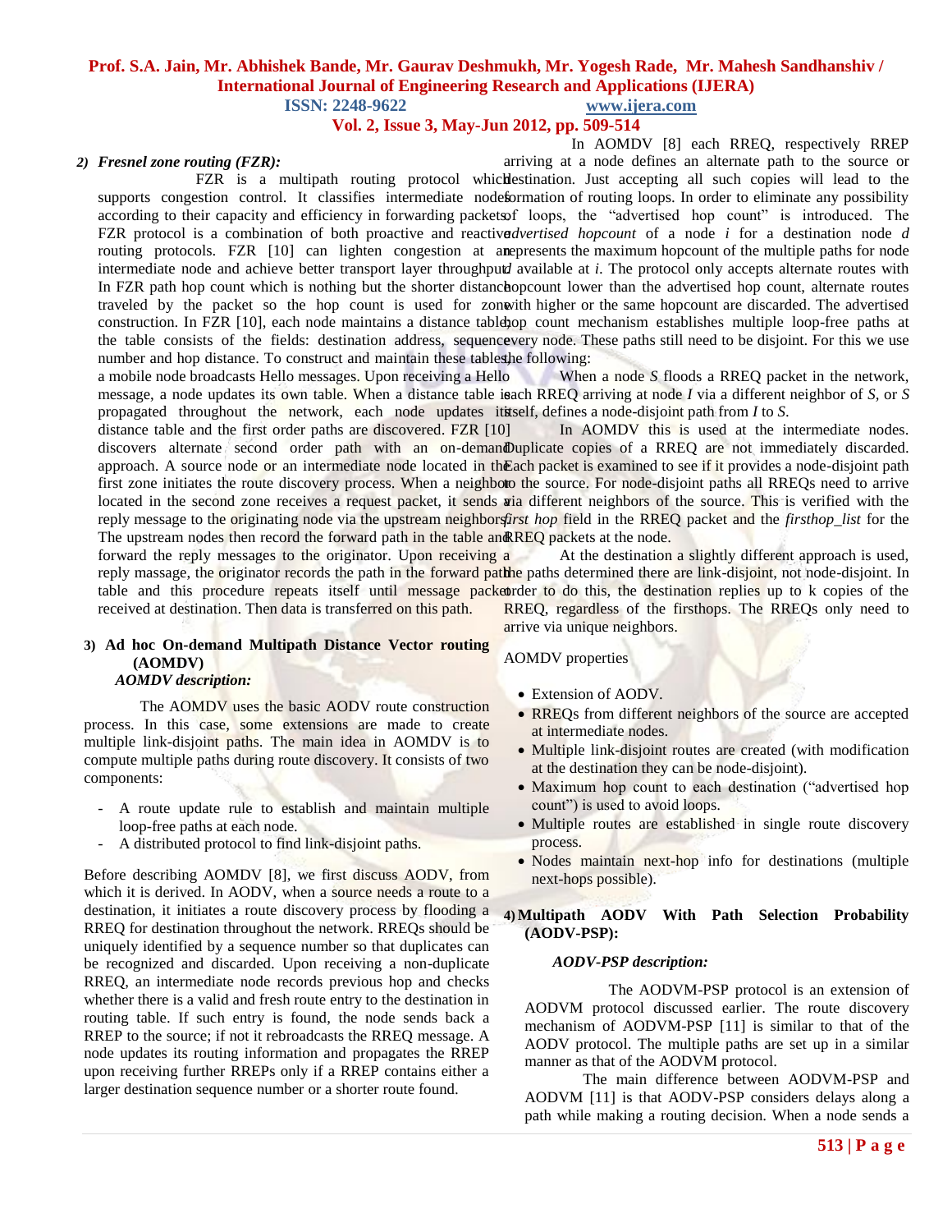### 2) *Fresnel zone routing (FZR):*

FZR is a multipath routing protocol which supports congestion control. It classifies intermediate nodes according to their capacity and efficiency in forwarding packets. FZR protocol is a combination of both proactive and reactive routing protocols. FZR [10] can lighten congestion at an intermediate node and achieve better transport layer throughput. In FZR path hop count which is nothing but the shorter distance traveled by the packet so the hop count is used for zone construction. In FZR [10], each node maintains a distance table; the table consists of the fields: destination address, sequence number and hop distance. To construct and maintain these tables, a mobile node broadcasts Hello messages. Upon receiving a Hello message, a node updates its own table. When a distance table is propagated throughout the network, each node updates its distance table and the first order paths are discovered. FZR [10] discovers alternate second order path with an on-demand approach. A source node or an intermediate node located in the first zone initiates the route discovery process. When a neighbor located in the second zone receives a request packet, it sends a reply message to the originating node via the upstream neighbors. The upstream nodes then record the forward path in the table and forward the reply messages to the originator. Upon receiving a reply massage, the originator records the path in the forward path table and this procedure repeats itself until message packet received at destination. Then data is transferred on this path.

### 3) Ad hoc On-demand Multipath Distance Vector routing (AOMDV)

*AOMDV description:*

The AOMDV uses the basic AODV route construction process. In this case, some extensions are made to create multiple link-disjoint paths. The main idea in AOMDV is to compute multiple paths during route discovery. It consists of two components:

- A route update rule to establish and maintain multiple loop-free paths at each node.
- A distributed protocol to find link-disjoint paths.

Before describing AOMDV [8], we first discuss AODV, from which it is derived. In AODV, when a source needs a route to a destination, it initiates a route discovery process by flooding a RREQ for destination throughout the network. RREQs should be uniquely identified by a sequence number so that duplicates can be recognized and discarded. Upon receiving a non-duplicate RREQ, an intermediate node records previous hop and checks whether there is a valid and fresh route entry to the destination in routing table. If such entry is found, the node sends back a RREP to the source; if not it rebroadcasts the RREQ message. A node updates its routing information and propagates the RREP upon receiving further RREPs only if a RREP contains either a larger destination sequence number or a shorter route found.

In AOMDV [8] each RREQ, respectively RREP arriving at a node defines an alternate path to the source or destination. Just accepting all such copies will lead to the formation of routing loops. In order to eliminate any possibility of loops, the "advertised hop count" is introduced. The *advertised hopcount* of a node *i* for a destination node *d* represents the maximum hopcount of the multiple paths for node *d* available at *i*. The protocol only accepts alternate routes with hopcount lower than the advertised hop count, alternate routes with higher or the same hopcount are discarded. The advertised hop count mechanism establishes multiple loop-free paths at every node. These paths still need to be disjoint. For this we use the following:

When a node *S* floods a RREQ packet in the network, each RREQ arriving at node *I* via a different neighbor of *S*, or *S* itself, defines a node-disjoint path from *I* to *S*.

In AOMDV this is used at the intermediate nodes. Duplicate copies of a RREQ are not immediately discarded. Each packet is examined to see if it provides a node-disjoint path to the source. For node-disjoint paths all RREQs need to arrive via different neighbors of the source. This is verified with the *first hop* field in the RREQ packet and the *firsthop_list* for the RREQ packets at the node.

At the destination a slightly different approach is used, the paths determined there are link-disjoint, not node-disjoint. In order to do this, the destination replies up to k copies of the RREQ, regardless of the firsthops. The RREQs only need to arrive via unique neighbors.

AOMDV properties

- Extension of AODV.
- RREQs from different neighbors of the source are accepted at intermediate nodes.
- Multiple link-disjoint routes are created (with modification at the destination they can be node-disjoint).
- Maximum hop count to each destination ("advertised hop count") is used to avoid loops.
- Multiple routes are established in single route discovery process.
- Nodes maintain next-hop info for destinations (multiple next-hops possible).

### 4) Multipath AODV With Path Selection Probability (AODV-PSP):

*AODV-PSP description:*

The AODVM-PSP protocol is an extension of AODVM protocol discussed earlier. The route discovery mechanism of AODVM-PSP [11] is similar to that of the AODV protocol. The multiple paths are set up in a similar manner as that of the AODVM protocol.

The main difference between AODVM-PSP and AODVM [11] is that AODV-PSP considers delays along a path while making a routing decision. When a node sends a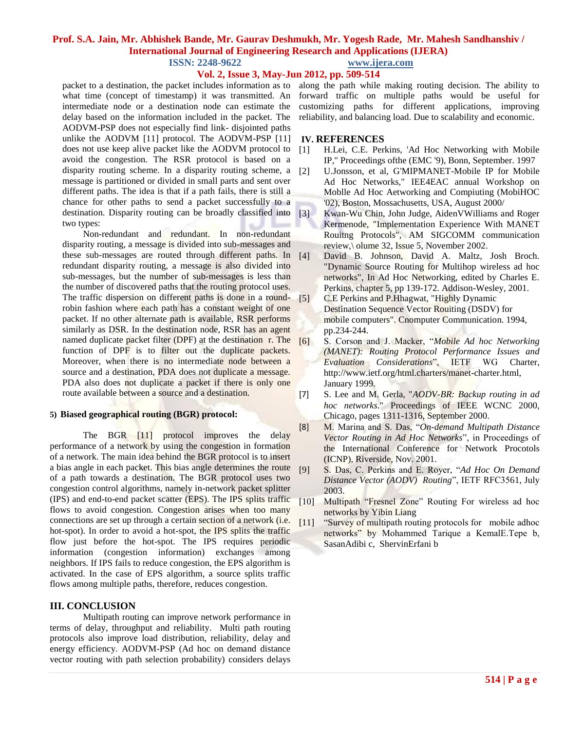packet to a destination, the packet includes information as to what time (concept of timestamp) it was transmitted. An intermediate node or a destination node can estimate the delay based on the information included in the packet. The AODVM-PSP does not especially find link- disjointed paths unlike the AODVM [11] protocol. The AODVM-PSP [11] does not use keep alive packet like the AODVM protocol to avoid the congestion. The RSR protocol is based on a disparity routing scheme. In a disparity routing scheme, a message is partitioned or divided in small parts and sent over different paths. The idea is that if a path fails, there is still a chance for other paths to send a packet successfully to a destination. Disparity routing can be broadly classified into two types:

Non-redundant and redundant. In non-redundant disparity routing, a message is divided into sub-messages and these sub-messages are routed through different paths. In redundant disparity routing, a message is also divided into sub-messages, but the number of sub-messages is less than the number of discovered paths that the routing protocol uses. The traffic dispersion on different paths is done in a round-robin fashion where each path has a constant weight of one packet. If no other alternate path is available, RSR performs similarly as DSR. In the destination node, RSR has an agent named duplicate packet filter (DPF) at the destination r. The function of DPF is to filter out the duplicate packets. Moreover, when there is no intermediate node between a source and a destination, PDA does not duplicate a message. PDA also does not duplicate a packet if there is only one route available between a source and a destination.

### 5) Biased geographical routing (BGR) protocol:

The BGR [11] protocol improves the delay performance of a network by using the congestion in formation of a network. The main idea behind the BGR protocol is to insert a bias angle in each packet. This bias angle determines the route of a path towards a destination. The BGR protocol uses two congestion control algorithms, namely in-network packet splitter (IPS) and end-to-end packet scatter (EPS). The IPS splits traffic flows to avoid congestion. Congestion arises when too many connections are set up through a certain section of a network (i.e. hot-spot). In order to avoid a hot-spot, the IPS splits the traffic flow just before the hot-spot. The IPS requires periodic information (congestion information) exchanges among neighbors. If IPS fails to reduce congestion, the EPS algorithm is activated. In the case of EPS algorithm, a source splits traffic flows among multiple paths, therefore, reduces congestion.

## III. CONCLUSION

Multipath routing can improve network performance in terms of delay, throughput and reliability. Multi path routing protocols also improve load distribution, reliability, delay and energy efficiency. AODVM-PSP (Ad hoc on demand distance vector routing with path selection probability) considers delays along the path while making routing decision. The ability to forward traffic on multiple paths would be useful for customizing paths for different applications, improving reliability, and balancing load. Due to scalability and economic.

## IV. REFERENCES

[1] H.Lei, C.E. Perkins, 'Ad Hoc Networking with Mobile IP," Proceedings ofthe (EMC '9), Bonn, September. 1997

[2] U.Jonsson, et al, G'MIPMANET-Mobile IP for Mobile Ad Hoc Networks," IEE4EAC annual Workshop on Moblle Ad Hoc Aetworking and Compiuting (MobiHOC '02), Boston, Mossachusetts, USA, August 2000/

[3] Kwan-Wu Chin, John Judge, AidenVWilliams and Roger Kermenode, "Implementation Experience With MANET Rouitng Protocols", AM SIGCOMM communication review,\ olume 32, Issue 5, November 2002.

[4] David B. Johnson, David A. Maltz, Josh Broch. "Dynamic Source Routing for Multihop wireless ad hoc networks", In Ad Hoc Networking, edited by Charles E. Perkins, chapter 5, pp 139-172. Addison-Wesley, 2001.

[5] C.E Perkins and P.Hhagwat, "Highly Dynamic Destination Sequence Vector Rouiting (DSDV) for mobile computers". Cnomputer Communication. 1994, pp.234-244.

[6] S. Corson and J. Macker, "*Mobile Ad hoc Networking (MANET): Routing Protocol Performance Issues and Evaluation Considerations*", IETF WG Charter, http://www.ietf.org/html.charters/manet-charter.html, January 1999.

[7] S. Lee and M. Gerla, "*AODV-BR: Backup routing in ad hoc networks*." Proceedings of IEEE WCNC 2000, Chicago, pages 1311-1316, September 2000.

[8] M. Marina and S. Das, "*On-demand Multipath Distance Vector Routing in Ad Hoc Networks*", in Proceedings of the International Conference for Network Procotols (ICNP), Riverside, Nov. 2001.

[9] S. Das, C. Perkins and E. Royer, "*Ad Hoc On Demand Distance Vector (AODV) Routing*", IETF RFC3561, July 2003.

[10] Multipath "Fresnel Zone" Routing For wireless ad hoc networks by Yibin Liang

[11] "Survey of multipath routing protocols for mobile adhoc networks" by Mohammed Tarique a KemalE.Tepe b, SasanAdibi c, ShervinErfani b